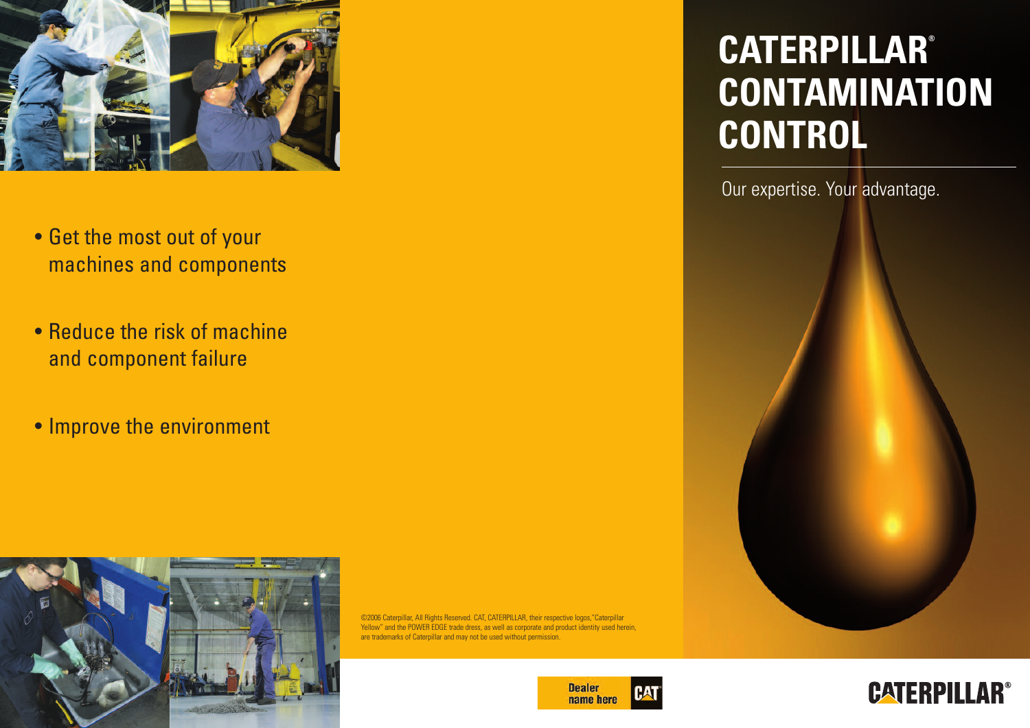# CATERPILLAR® CONTAMINATION CONTROL

Our expertise. Your advantage.

- Get the most out of your machines and components
- Reduce the risk of machine and component failure
- Improve the environment

©2006 Caterpillar, All Rights Reserved. CAT, CATERPILLAR, their respective logos,"Caterpillar Yellow" and the POWER EDGE trade dress, as well as corporate and product identity used herein, are trademarks of Caterpillar and may not be used without permission.

Dealer name here CAT®

CATERPILLAR®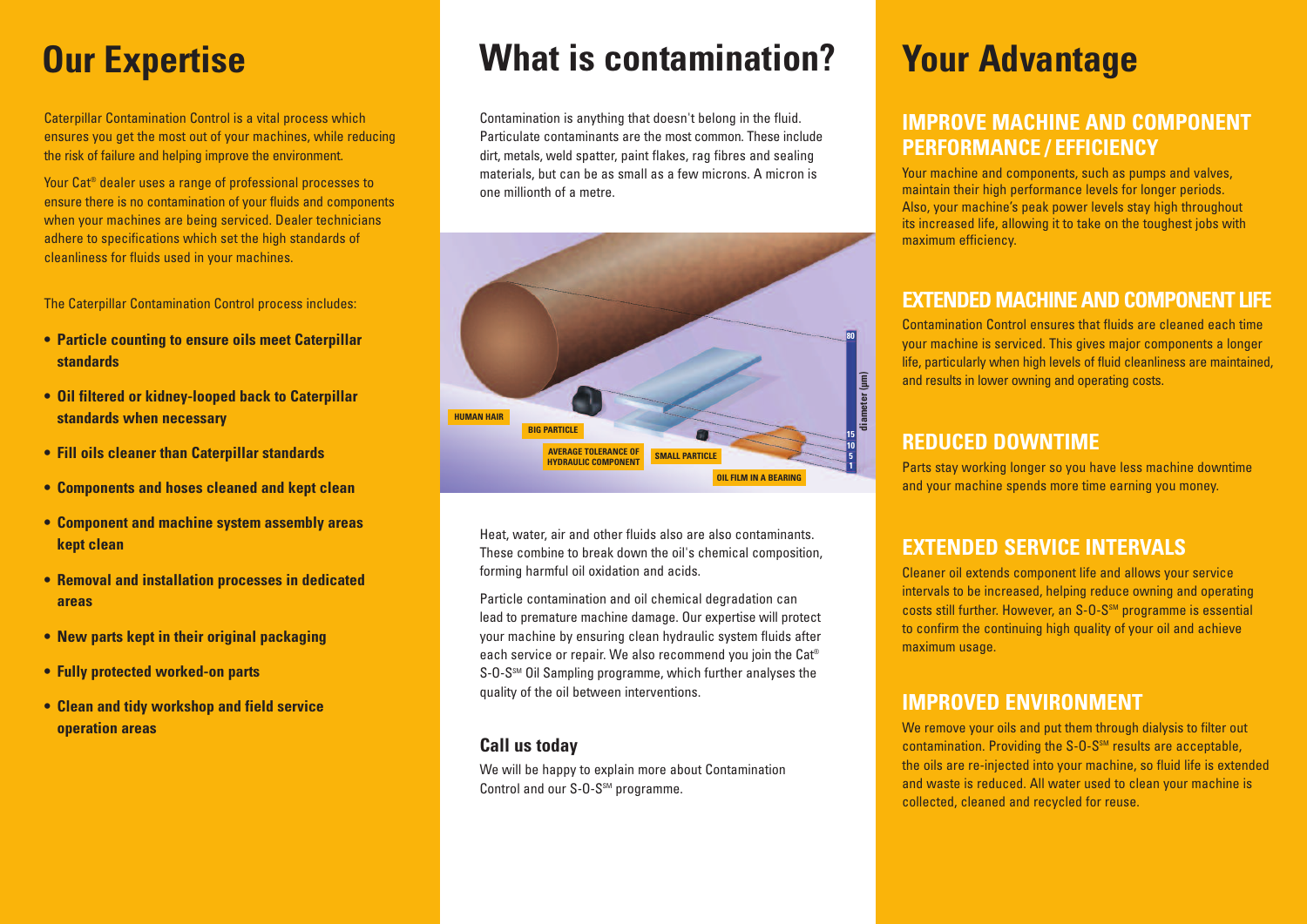# Our Expertise

Caterpillar Contamination Control is a vital process which ensures you get the most out of your machines, while reducing the risk of failure and helping improve the environment.

Your Cat® dealer uses a range of professional processes to ensure there is no contamination of your fluids and components when your machines are being serviced. Dealer technicians adhere to specifications which set the high standards of cleanliness for fluids used in your machines.

The Caterpillar Contamination Control process includes:

- **Particle counting to ensure oils meet Caterpillar standards**
- **Oil filtered or kidney-looped back to Caterpillar standards when necessary**
- **Fill oils cleaner than Caterpillar standards**
- **Components and hoses cleaned and kept clean**
- **Component and machine system assembly areas kept clean**
- **Removal and installation processes in dedicated areas**
- **New parts kept in their original packaging**
- **Fully protected worked-on parts**
- **Clean and tidy workshop and field service operation areas**

# What is contamination?

Contamination is anything that doesn't belong in the fluid. Particulate contaminants are the most common. These include dirt, metals, weld spatter, paint flakes, rag fibres and sealing materials, but can be as small as a few microns. A micron is one millionth of a metre.

HUMAN HAIR

BIG PARTICLE

AVERAGE TOLERANCE OF HYDRAULIC COMPONENT

SMALL PARTICLE

OIL FILM IN A BEARING

diameter (µm)

80

15

10

5

1

Heat, water, air and other fluids also are also contaminants. These combine to break down the oil's chemical composition, forming harmful oil oxidation and acids.

Particle contamination and oil chemical degradation can lead to premature machine damage. Our expertise will protect your machine by ensuring clean hydraulic system fluids after each service or repair. We also recommend you join the Cat® S-O-S℠ Oil Sampling programme, which further analyses the quality of the oil between interventions.

### Call us today

We will be happy to explain more about Contamination Control and our S-O-S℠ programme.

# Your Advantage

## IMPROVE MACHINE AND COMPONENT PERFORMANCE / EFFICIENCY

Your machine and components, such as pumps and valves, maintain their high performance levels for longer periods. Also, your machine's peak power levels stay high throughout its increased life, allowing it to take on the toughest jobs with maximum efficiency.

## EXTENDED MACHINE AND COMPONENT LIFE

Contamination Control ensures that fluids are cleaned each time your machine is serviced. This gives major components a longer life, particularly when high levels of fluid cleanliness are maintained, and results in lower owning and operating costs.

## REDUCED DOWNTIME

Parts stay working longer so you have less machine downtime and your machine spends more time earning you money.

## EXTENDED SERVICE INTERVALS

Cleaner oil extends component life and allows your service intervals to be increased, helping reduce owning and operating costs still further. However, an S-O-S℠ programme is essential to confirm the continuing high quality of your oil and achieve maximum usage.

## IMPROVED ENVIRONMENT

We remove your oils and put them through dialysis to filter out contamination. Providing the S-O-S℠ results are acceptable, the oils are re-injected into your machine, so fluid life is extended and waste is reduced. All water used to clean your machine is collected, cleaned and recycled for reuse.